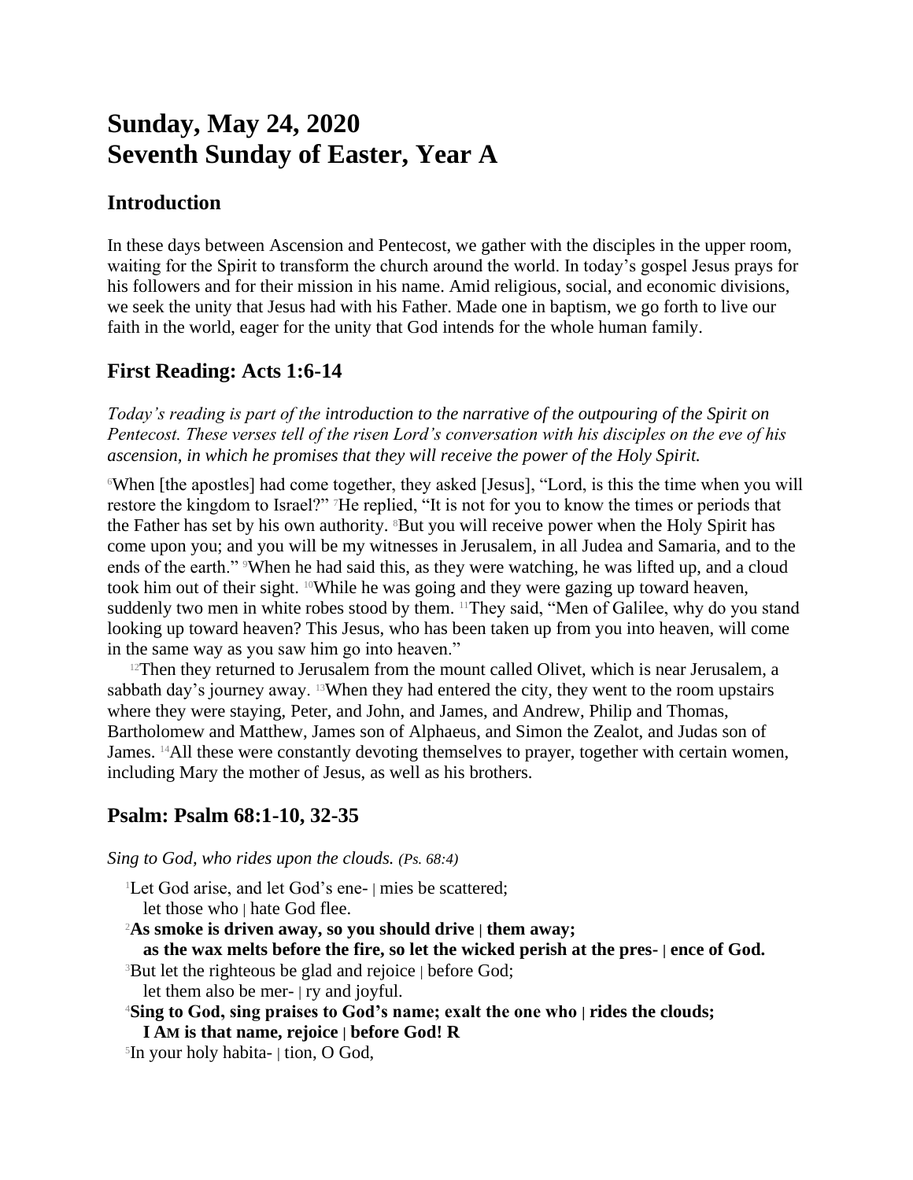# Sunday, May 24, 2020
# Seventh Sunday of Easter, Year A

## Introduction

In these days between Ascension and Pentecost, we gather with the disciples in the upper room, waiting for the Spirit to transform the church around the world. In today's gospel Jesus prays for his followers and for their mission in his name. Amid religious, social, and economic divisions, we seek the unity that Jesus had with his Father. Made one in baptism, we go forth to live our faith in the world, eager for the unity that God intends for the whole human family.

## First Reading: Acts 1:6-14

*Today's reading is part of the introduction to the narrative of the outpouring of the Spirit on Pentecost. These verses tell of the risen Lord's conversation with his disciples on the eve of his ascension, in which he promises that they will receive the power of the Holy Spirit.*

[6]When [the apostles] had come together, they asked [Jesus], "Lord, is this the time when you will restore the kingdom to Israel?" [7]He replied, "It is not for you to know the times or periods that the Father has set by his own authority. [8]But you will receive power when the Holy Spirit has come upon you; and you will be my witnesses in Jerusalem, in all Judea and Samaria, and to the ends of the earth." [9]When he had said this, as they were watching, he was lifted up, and a cloud took him out of their sight. [10]While he was going and they were gazing up toward heaven, suddenly two men in white robes stood by them. [11]They said, "Men of Galilee, why do you stand looking up toward heaven? This Jesus, who has been taken up from you into heaven, will come in the same way as you saw him go into heaven."

[12]Then they returned to Jerusalem from the mount called Olivet, which is near Jerusalem, a sabbath day's journey away. [13]When they had entered the city, they went to the room upstairs where they were staying, Peter, and John, and James, and Andrew, Philip and Thomas, Bartholomew and Matthew, James son of Alphaeus, and Simon the Zealot, and Judas son of James. [14]All these were constantly devoting themselves to prayer, together with certain women, including Mary the mother of Jesus, as well as his brothers.

## Psalm: Psalm 68:1-10, 32-35

*Sing to God, who rides upon the clouds. (Ps. 68:4)*

[1]Let God arise, and let God's ene- | mies be scattered;
let those who | hate God flee.
[2]**As smoke is driven away, so you should drive | them away;**
**as the wax melts before the fire, so let the wicked perish at the pres- | ence of God.**
[3]But let the righteous be glad and rejoice | before God;
let them also be mer- | ry and joyful.
[4]**Sing to God, sing praises to God's name; exalt the one who | rides the clouds;**
**I AM is that name, rejoice | before God! R**
[5]In your holy habita- | tion, O God,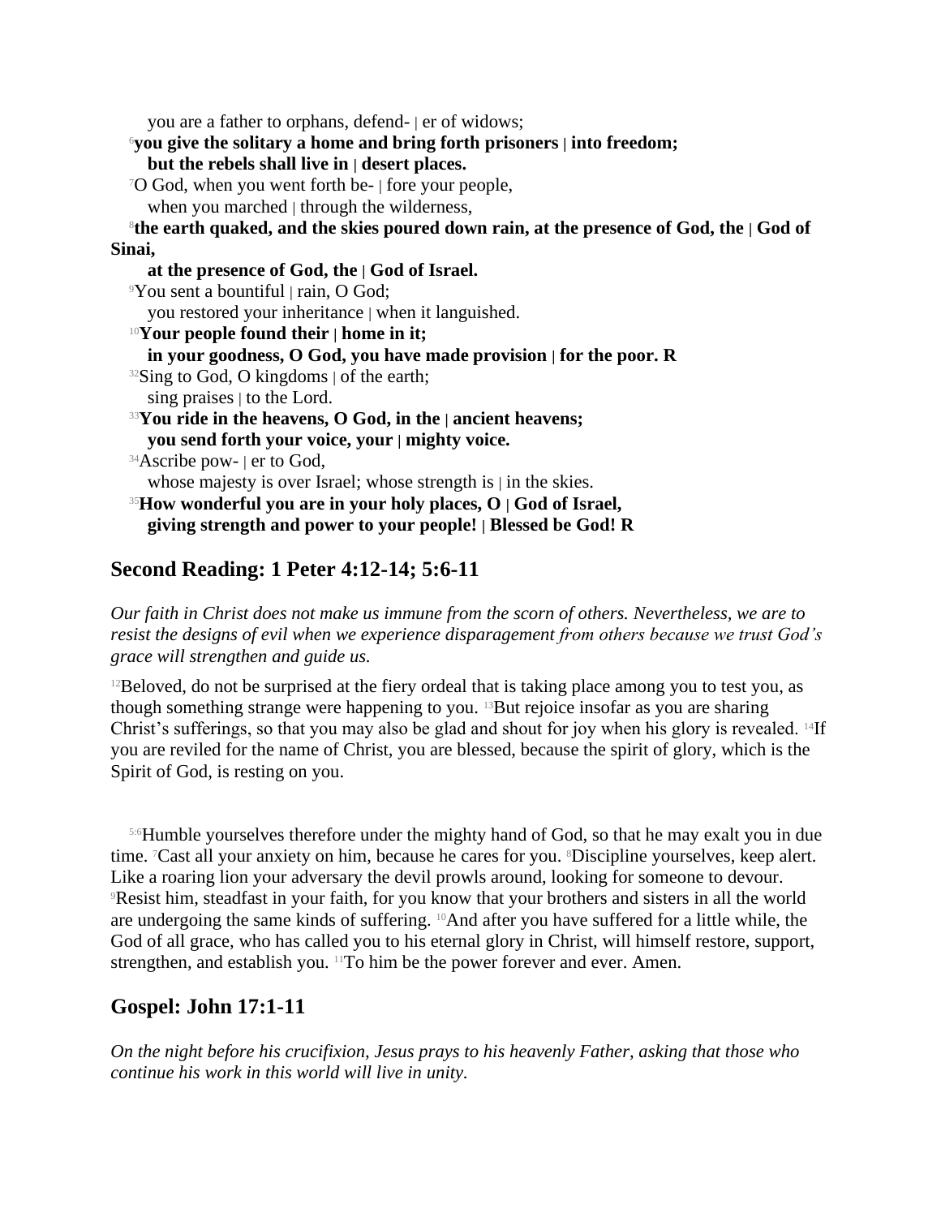you are a father to orphans, defend- | er of widows;

[6]**you give the solitary a home and bring forth prisoners | into freedom;**
**but the rebels shall live in | desert places.**

[7]O God, when you went forth be- | fore your people,
when you marched | through the wilderness,

[8]**the earth quaked, and the skies poured down rain, at the presence of God, the | God of Sinai,**
**at the presence of God, the | God of Israel.**

[9]You sent a bountiful | rain, O God;
you restored your inheritance | when it languished.

[10]**Your people found their | home in it;**
**in your goodness, O God, you have made provision | for the poor. R**

[32]Sing to God, O kingdoms | of the earth;
sing praises | to the Lord.

[33]**You ride in the heavens, O God, in the | ancient heavens;**
**you send forth your voice, your | mighty voice.**

[34]Ascribe pow- | er to God,
whose majesty is over Israel; whose strength is | in the skies.

[35]**How wonderful you are in your holy places, O | God of Israel,**
**giving strength and power to your people! | Blessed be God! R**

## Second Reading: 1 Peter 4:12-14; 5:6-11

*Our faith in Christ does not make us immune from the scorn of others. Nevertheless, we are to resist the designs of evil when we experience disparagement from others because we trust God's grace will strengthen and guide us.*

[12]Beloved, do not be surprised at the fiery ordeal that is taking place among you to test you, as though something strange were happening to you. [13]But rejoice insofar as you are sharing Christ's sufferings, so that you may also be glad and shout for joy when his glory is revealed. [14]If you are reviled for the name of Christ, you are blessed, because the spirit of glory, which is the Spirit of God, is resting on you.

[5:6]Humble yourselves therefore under the mighty hand of God, so that he may exalt you in due time. [7]Cast all your anxiety on him, because he cares for you. [8]Discipline yourselves, keep alert. Like a roaring lion your adversary the devil prowls around, looking for someone to devour. [9]Resist him, steadfast in your faith, for you know that your brothers and sisters in all the world are undergoing the same kinds of suffering. [10]And after you have suffered for a little while, the God of all grace, who has called you to his eternal glory in Christ, will himself restore, support, strengthen, and establish you. [11]To him be the power forever and ever. Amen.

## Gospel: John 17:1-11

*On the night before his crucifixion, Jesus prays to his heavenly Father, asking that those who continue his work in this world will live in unity.*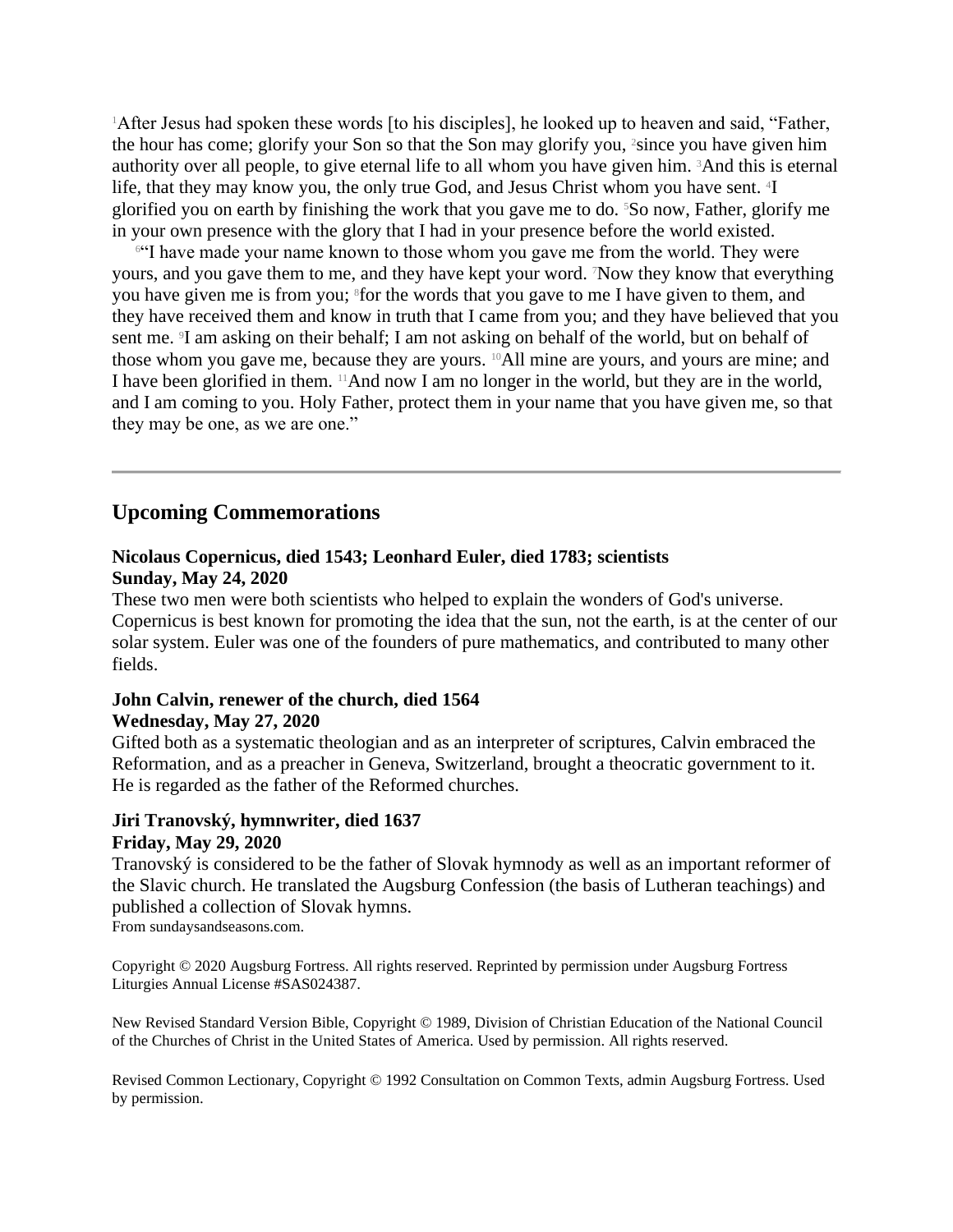[1]After Jesus had spoken these words [to his disciples], he looked up to heaven and said, “Father, the hour has come; glorify your Son so that the Son may glorify you, [2]since you have given him authority over all people, to give eternal life to all whom you have given him. [3]And this is eternal life, that they may know you, the only true God, and Jesus Christ whom you have sent. [4]I glorified you on earth by finishing the work that you gave me to do. [5]So now, Father, glorify me in your own presence with the glory that I had in your presence before the world existed.

[6]“I have made your name known to those whom you gave me from the world. They were yours, and you gave them to me, and they have kept your word. [7]Now they know that everything you have given me is from you; [8]for the words that you gave to me I have given to them, and they have received them and know in truth that I came from you; and they have believed that you sent me. [9]I am asking on their behalf; I am not asking on behalf of the world, but on behalf of those whom you gave me, because they are yours. [10]All mine are yours, and yours are mine; and I have been glorified in them. [11]And now I am no longer in the world, but they are in the world, and I am coming to you. Holy Father, protect them in your name that you have given me, so that they may be one, as we are one.”

---

## Upcoming Commemorations

**Nicolaus Copernicus, died 1543; Leonhard Euler, died 1783; scientists**
**Sunday, May 24, 2020**
These two men were both scientists who helped to explain the wonders of God's universe. Copernicus is best known for promoting the idea that the sun, not the earth, is at the center of our solar system. Euler was one of the founders of pure mathematics, and contributed to many other fields.

**John Calvin, renewer of the church, died 1564**
**Wednesday, May 27, 2020**
Gifted both as a systematic theologian and as an interpreter of scriptures, Calvin embraced the Reformation, and as a preacher in Geneva, Switzerland, brought a theocratic government to it. He is regarded as the father of the Reformed churches.

**Jiri Tranovský, hymnwriter, died 1637**
**Friday, May 29, 2020**
Tranovský is considered to be the father of Slovak hymnody as well as an important reformer of the Slavic church. He translated the Augsburg Confession (the basis of Lutheran teachings) and published a collection of Slovak hymns.
From sundaysandseasons.com.

Copyright © 2020 Augsburg Fortress. All rights reserved. Reprinted by permission under Augsburg Fortress Liturgies Annual License #SAS024387.

New Revised Standard Version Bible, Copyright © 1989, Division of Christian Education of the National Council of the Churches of Christ in the United States of America. Used by permission. All rights reserved.

Revised Common Lectionary, Copyright © 1992 Consultation on Common Texts, admin Augsburg Fortress. Used by permission.